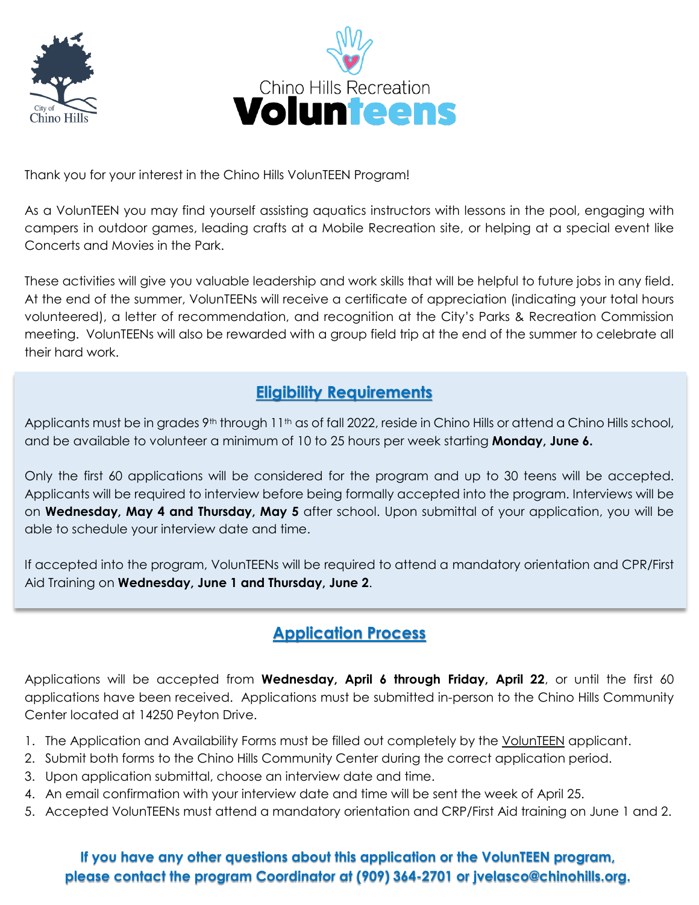City of Chino Hills

Chino Hills Recreation **Volunteens**

Thank you for your interest in the Chino Hills VolunTEEN Program!

As a VolunTEEN you may find yourself assisting aquatics instructors with lessons in the pool, engaging with campers in outdoor games, leading crafts at a Mobile Recreation site, or helping at a special event like Concerts and Movies in the Park.

These activities will give you valuable leadership and work skills that will be helpful to future jobs in any field. At the end of the summer, VolunTEENs will receive a certificate of appreciation (indicating your total hours volunteered), a letter of recommendation, and recognition at the City's Parks & Recreation Commission meeting. VolunTEENs will also be rewarded with a group field trip at the end of the summer to celebrate all their hard work.

## Eligibility Requirements

Applicants must be in grades 9th through 11th as of fall 2022, reside in Chino Hills or attend a Chino Hills school, and be available to volunteer a minimum of 10 to 25 hours per week starting **Monday, June 6.**

Only the first 60 applications will be considered for the program and up to 30 teens will be accepted. Applicants will be required to interview before being formally accepted into the program. Interviews will be on **Wednesday, May 4 and Thursday, May 5** after school. Upon submittal of your application, you will be able to schedule your interview date and time.

If accepted into the program, VolunTEENs will be required to attend a mandatory orientation and CPR/First Aid Training on **Wednesday, June 1 and Thursday, June 2**.

## Application Process

Applications will be accepted from **Wednesday, April 6 through Friday, April 22**, or until the first 60 applications have been received. Applications must be submitted in-person to the Chino Hills Community Center located at 14250 Peyton Drive.

1. The Application and Availability Forms must be filled out completely by the VolunTEEN applicant.
2. Submit both forms to the Chino Hills Community Center during the correct application period.
3. Upon application submittal, choose an interview date and time.
4. An email confirmation with your interview date and time will be sent the week of April 25.
5. Accepted VolunTEENs must attend a mandatory orientation and CRP/First Aid training on June 1 and 2.

**If you have any other questions about this application or the VolunTEEN program, please contact the program Coordinator at (909) 364-2701 or jvelasco@chinohills.org.**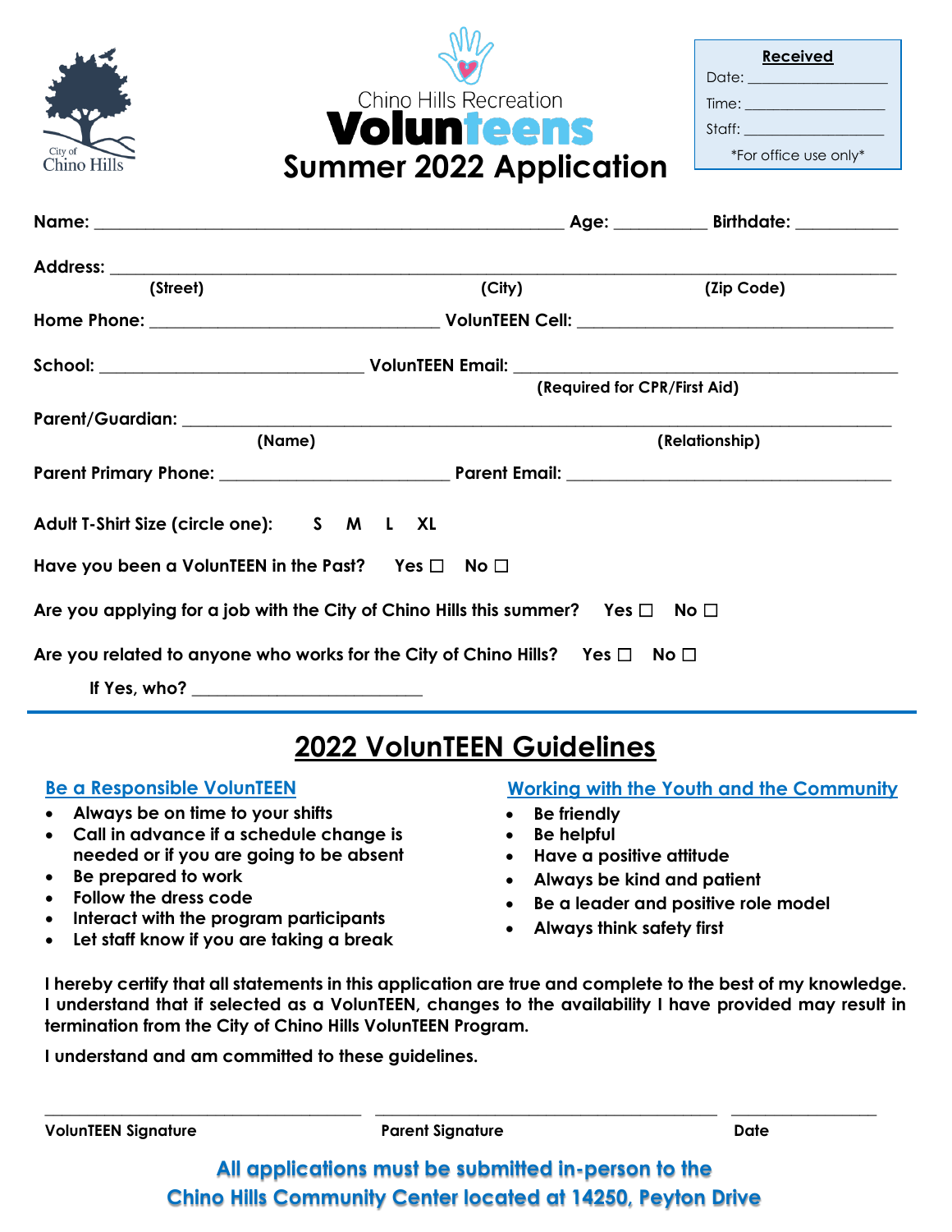City of Chino Hills

Chino Hills Recreation

# VolunTeens Summer 2022 Application

| **Received** |
| --- |
| Date: ________________ |
| Time: ________________ |
| Staff: ________________ |
| *For office use only* |

**Name:** ______________________________________ **Age:** __________ **Birthdate:** ___________

**Address:** ______________________________________________________________________
(Street) (City) (Zip Code)

**Home Phone:** ____________________________ **VolunTEEN Cell:** ____________________________

**School:** __________________________ **VolunTEEN Email:** ____________________________
(Required for CPR/First Aid)

**Parent/Guardian:** ________________________________________________________________
(Name) (Relationship)

**Parent Primary Phone:** ______________________ **Parent Email:** ____________________________

**Adult T-Shirt Size (circle one):** S M L XL

**Have you been a VolunTEEN in the Past?** Yes ☐ No ☐

**Are you applying for a job with the City of Chino Hills this summer?** Yes ☐ No ☐

**Are you related to anyone who works for the City of Chino Hills?** Yes ☐ No ☐

**If Yes, who?** ______________________

## 2022 VolunTEEN Guidelines

### Be a Responsible VolunTEEN

- Always be on time to your shifts
- Call in advance if a schedule change is needed or if you are going to be absent
- Be prepared to work
- Follow the dress code
- Interact with the program participants
- Let staff know if you are taking a break

### Working with the Youth and the Community

- Be friendly
- Be helpful
- Have a positive attitude
- Always be kind and patient
- Be a leader and positive role model
- Always think safety first

**I hereby certify that all statements in this application are true and complete to the best of my knowledge. I understand that if selected as a VolunTEEN, changes to the availability I have provided may result in termination from the City of Chino Hills VolunTEEN Program.**

**I understand and am committed to these guidelines.**

______________________________ ______________________________ ______________

**VolunTEEN Signature** **Parent Signature** **Date**

**All applications must be submitted in-person to the Chino Hills Community Center located at 14250, Peyton Drive**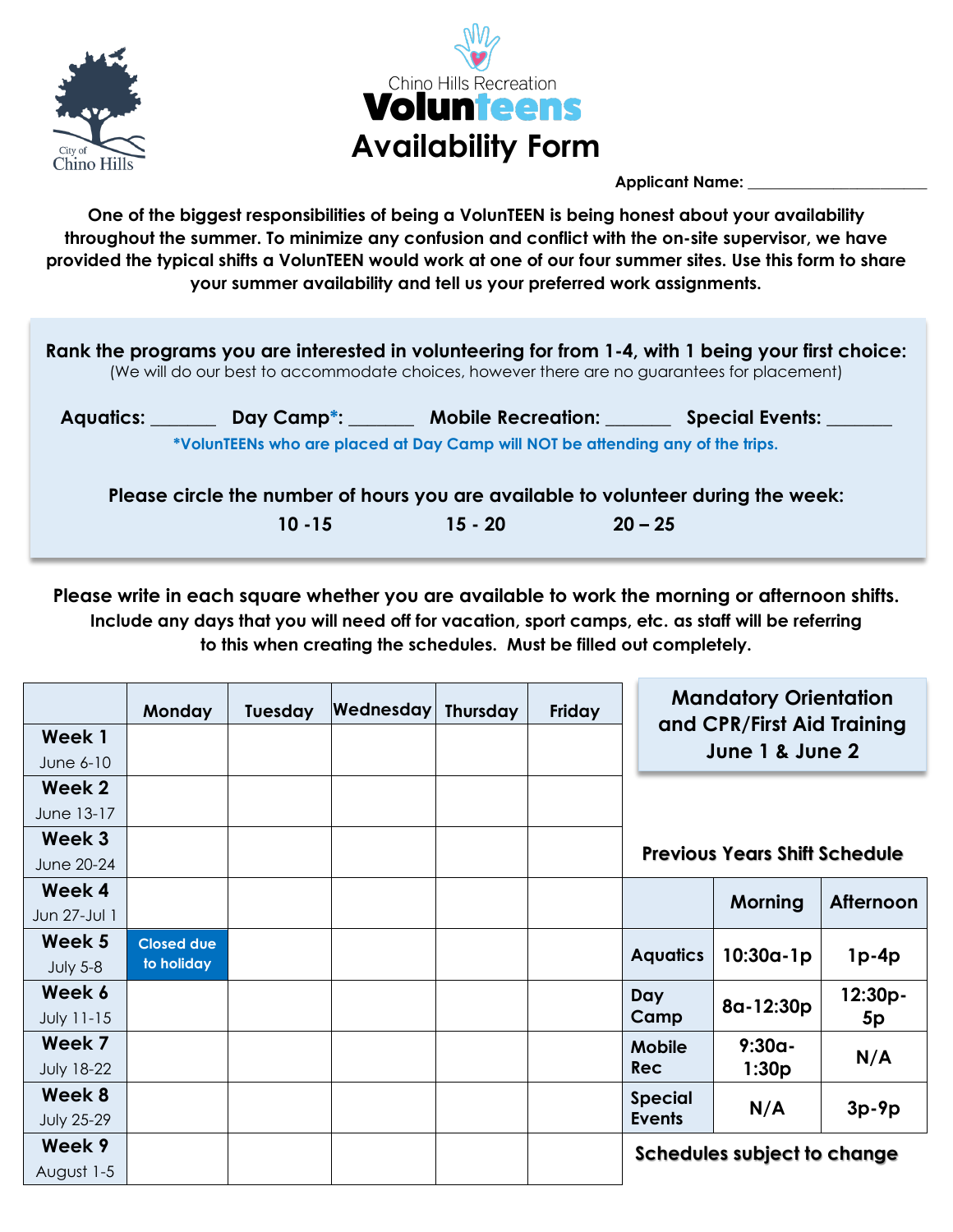City of Chino Hills

Chino Hills Recreation

# VolunTeens Availability Form

**Applicant Name: ______________________**

**One of the biggest responsibilities of being a VolunTEEN is being honest about your availability throughout the summer. To minimize any confusion and conflict with the on-site supervisor, we have provided the typical shifts a VolunTEEN would work at one of our four summer sites. Use this form to share your summer availability and tell us your preferred work assignments.**

**Rank the programs you are interested in volunteering for from 1-4, with 1 being your first choice:**
(We will do our best to accommodate choices, however there are no guarantees for placement)

**Aquatics: _______ Day Camp*: _______ Mobile Recreation: _______ Special Events: _______**

***VolunTEENs who are placed at Day Camp will NOT be attending any of the trips.**

**Please circle the number of hours you are available to volunteer during the week:**

**10 -15 15 - 20 20 – 25**

**Please write in each square whether you are available to work the morning or afternoon shifts. Include any days that you will need off for vacation, sport camps, etc. as staff will be referring to this when creating the schedules. Must be filled out completely.**

| | Monday | Tuesday | Wednesday | Thursday | Friday |
|---|---|---|---|---|---|
| **Week 1** June 6-10 | | | | | |
| **Week 2** June 13-17 | | | | | |
| **Week 3** June 20-24 | | | | | |
| **Week 4** Jun 27-Jul 1 | | | | | |
| **Week 5** July 5-8 | Closed due to holiday | | | | |
| **Week 6** July 11-15 | | | | | |
| **Week 7** July 18-22 | | | | | |
| **Week 8** July 25-29 | | | | | |
| **Week 9** August 1-5 | | | | | |

**Mandatory Orientation and CPR/First Aid Training June 1 & June 2**

**Previous Years Shift Schedule**

| | Morning | Afternoon |
|---|---|---|
| Aquatics | 10:30a-1p | 1p-4p |
| Day Camp | 8a-12:30p | 12:30p-5p |
| Mobile Rec | 9:30a-1:30p | N/A |
| Special Events | N/A | 3p-9p |

**Schedules subject to change**